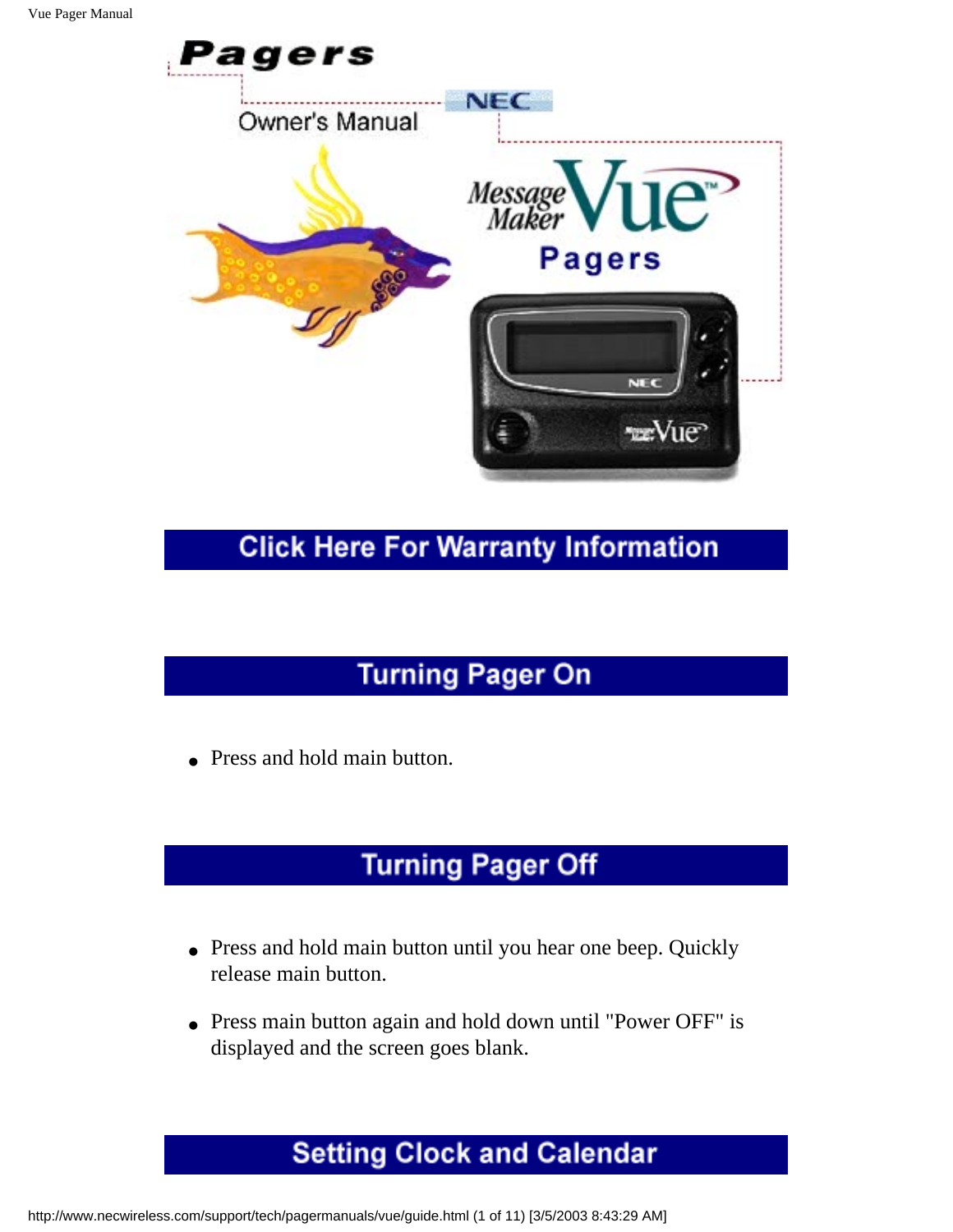# Pagers

Owner's Manual

NEC

Message Maker Vue™ Pagers

## Click Here For Warranty Information

## Turning Pager On

- Press and hold main button.

## Turning Pager Off

- Press and hold main button until you hear one beep. Quickly release main button.
- Press main button again and hold down until "Power OFF" is displayed and the screen goes blank.

## Setting Clock and Calendar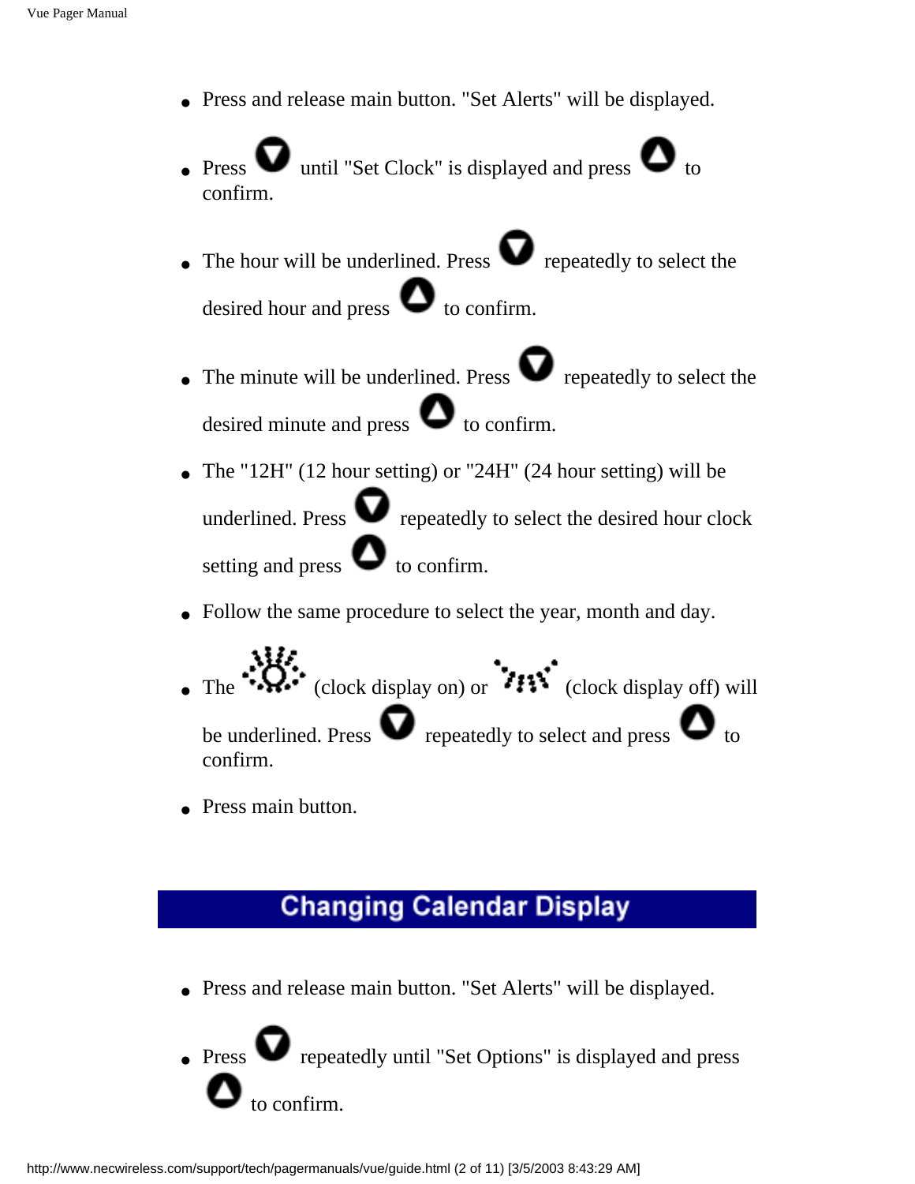- Press and release main button. "Set Alerts" will be displayed.
- Press ▼ until "Set Clock" is displayed and press ▲ to confirm.
- The hour will be underlined. Press ▼ repeatedly to select the desired hour and press ▲ to confirm.
- The minute will be underlined. Press ▼ repeatedly to select the desired minute and press ▲ to confirm.
- The "12H" (12 hour setting) or "24H" (24 hour setting) will be underlined. Press ▼ repeatedly to select the desired hour clock setting and press ▲ to confirm.
- Follow the same procedure to select the year, month and day.
- The (clock display on) or (clock display off) will be underlined. Press ▼ repeatedly to select and press ▲ to confirm.
- Press main button.

## Changing Calendar Display

- Press and release main button. "Set Alerts" will be displayed.
- Press ▼ repeatedly until "Set Options" is displayed and press ▲ to confirm.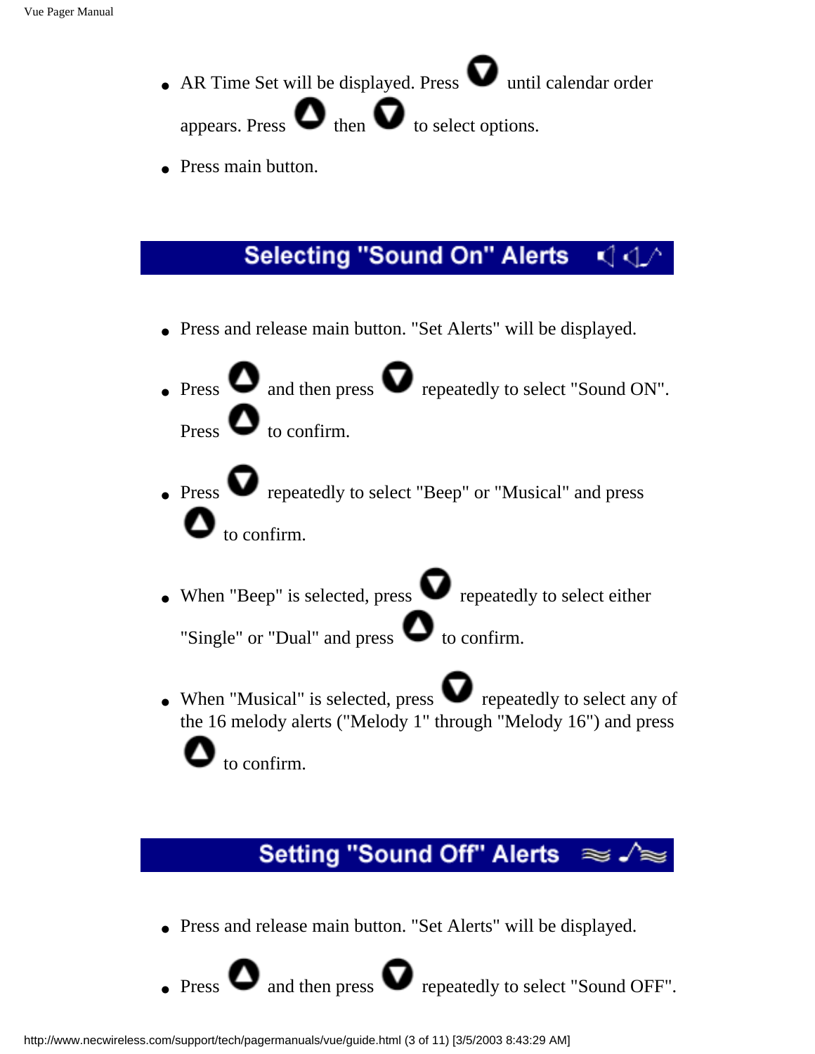- AR Time Set will be displayed. Press ▼ until calendar order appears. Press ▲ then ▼ to select options.
- Press main button.

## Selecting "Sound On" Alerts

- Press and release main button. "Set Alerts" will be displayed.
- Press ▲ and then press ▼ repeatedly to select "Sound ON". Press ▲ to confirm.
- Press ▼ repeatedly to select "Beep" or "Musical" and press ▲ to confirm.
- When "Beep" is selected, press ▼ repeatedly to select either "Single" or "Dual" and press ▲ to confirm.
- When "Musical" is selected, press ▼ repeatedly to select any of the 16 melody alerts ("Melody 1" through "Melody 16") and press ▲ to confirm.

## Setting "Sound Off" Alerts

- Press and release main button. "Set Alerts" will be displayed.
- Press ▲ and then press ▼ repeatedly to select "Sound OFF".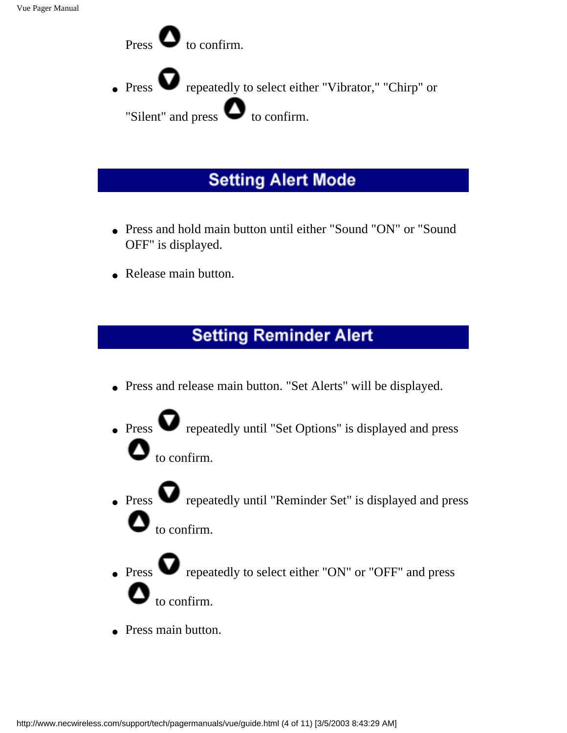Press ▲ to confirm.

- Press ▼ repeatedly to select either "Vibrator," "Chirp" or "Silent" and press ▲ to confirm.

## Setting Alert Mode

- Press and hold main button until either "Sound "ON" or "Sound OFF" is displayed.
- Release main button.

## Setting Reminder Alert

- Press and release main button. "Set Alerts" will be displayed.
- Press ▼ repeatedly until "Set Options" is displayed and press ▲ to confirm.
- Press ▼ repeatedly until "Reminder Set" is displayed and press ▲ to confirm.
- Press ▼ repeatedly to select either "ON" or "OFF" and press ▲ to confirm.
- Press main button.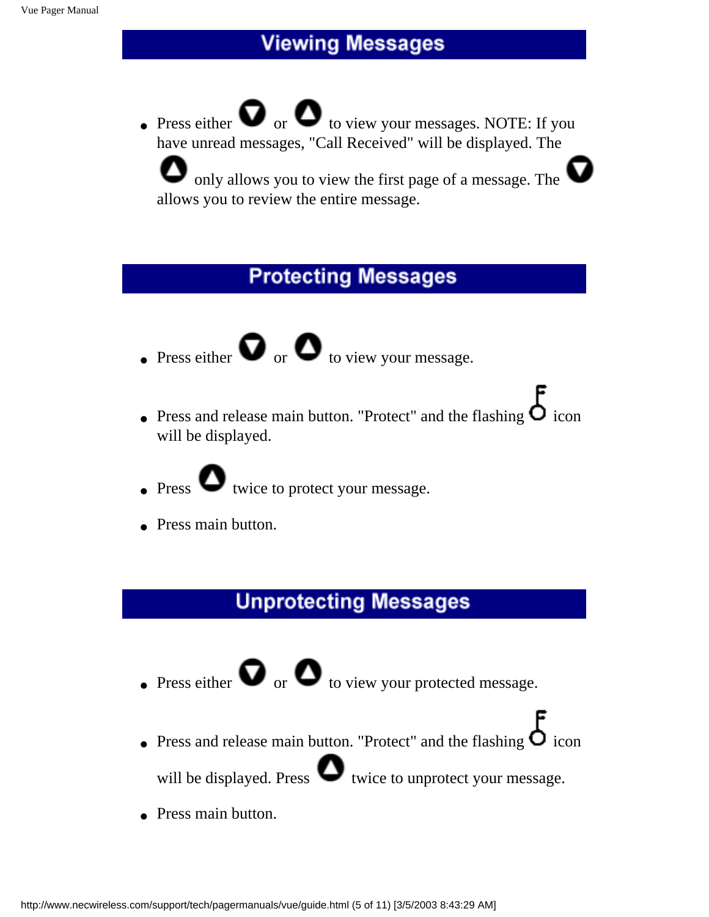## Viewing Messages

- Press either ▼ or ▲ to view your messages. NOTE: If you have unread messages, "Call Received" will be displayed. The ▲ only allows you to view the first page of a message. The ▼ allows you to review the entire message.

## Protecting Messages

- Press either ▼ or ▲ to view your message.
- Press and release main button. "Protect" and the flashing key icon will be displayed.
- Press ▲ twice to protect your message.
- Press main button.

## Unprotecting Messages

- Press either ▼ or ▲ to view your protected message.
- Press and release main button. "Protect" and the flashing key icon will be displayed. Press ▲ twice to unprotect your message.
- Press main button.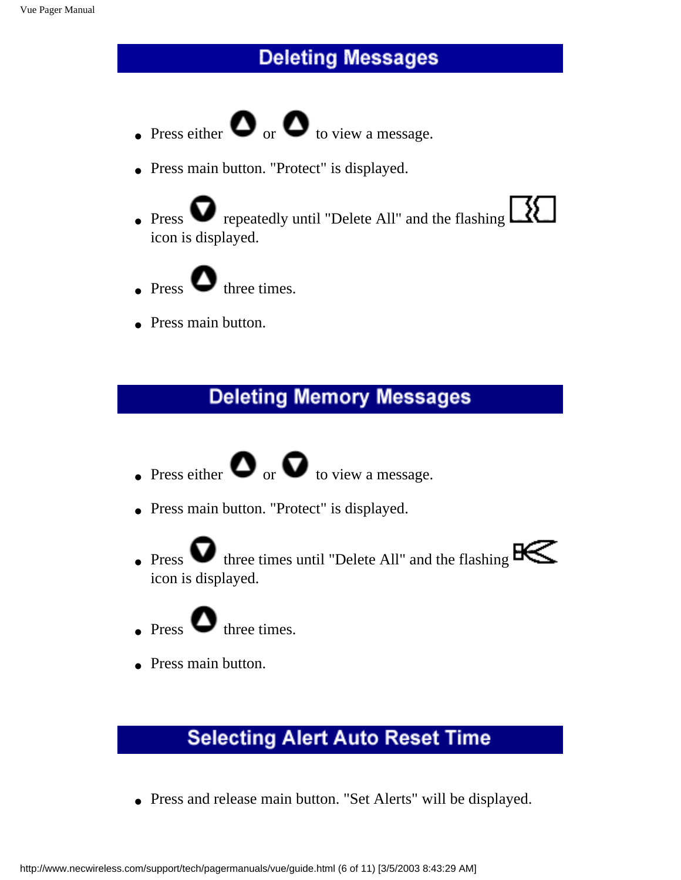## Deleting Messages

- Press either ▲ or ▲ to view a message.
- Press main button. "Protect" is displayed.
- Press ▼ repeatedly until "Delete All" and the flashing icon is displayed.
- Press ▲ three times.
- Press main button.

## Deleting Memory Messages

- Press either ▲ or ▼ to view a message.
- Press main button. "Protect" is displayed.
- Press ▼ three times until "Delete All" and the flashing icon is displayed.
- Press ▲ three times.
- Press main button.

## Selecting Alert Auto Reset Time

- Press and release main button. "Set Alerts" will be displayed.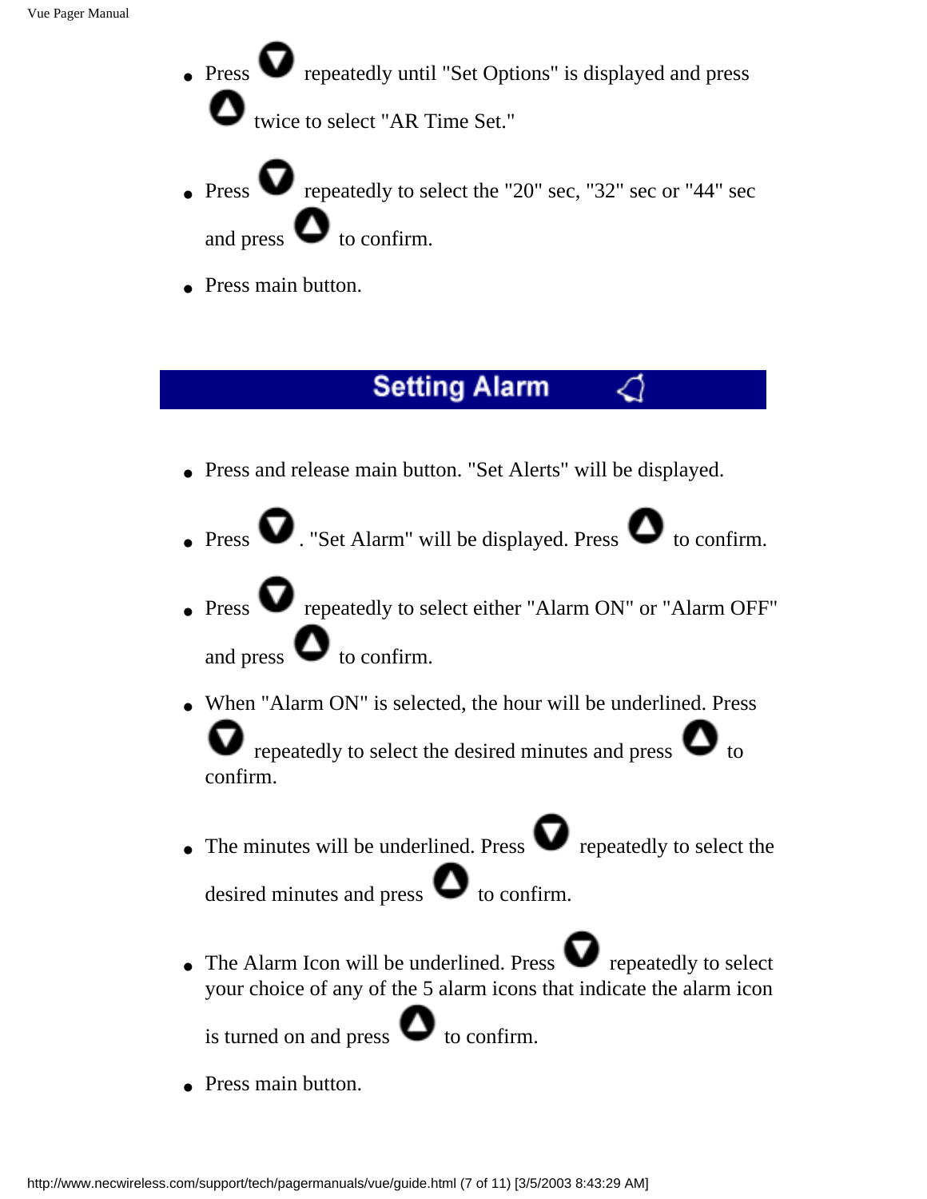- Press ▼ repeatedly until "Set Options" is displayed and press ▲ twice to select "AR Time Set."
- Press ▼ repeatedly to select the "20" sec, "32" sec or "44" sec and press ▲ to confirm.
- Press main button.

## Setting Alarm

- Press and release main button. "Set Alerts" will be displayed.
- Press ▼. "Set Alarm" will be displayed. Press ▲ to confirm.
- Press ▼ repeatedly to select either "Alarm ON" or "Alarm OFF" and press ▲ to confirm.
- When "Alarm ON" is selected, the hour will be underlined. Press ▼ repeatedly to select the desired minutes and press ▲ to confirm.
- The minutes will be underlined. Press ▼ repeatedly to select the desired minutes and press ▲ to confirm.
- The Alarm Icon will be underlined. Press ▼ repeatedly to select your choice of any of the 5 alarm icons that indicate the alarm icon is turned on and press ▲ to confirm.
- Press main button.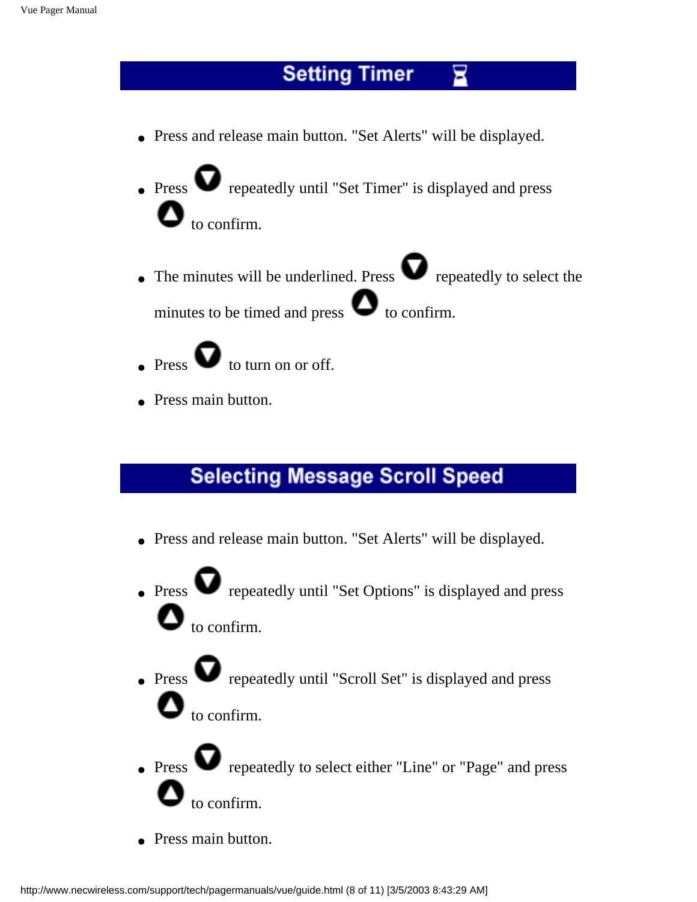## Setting Timer

- Press and release main button. "Set Alerts" will be displayed.
- Press ▼ repeatedly until "Set Timer" is displayed and press ▲ to confirm.
- The minutes will be underlined. Press ▼ repeatedly to select the minutes to be timed and press ▲ to confirm.
- Press ▼ to turn on or off.
- Press main button.

## Selecting Message Scroll Speed

- Press and release main button. "Set Alerts" will be displayed.
- Press ▼ repeatedly until "Set Options" is displayed and press ▲ to confirm.
- Press ▼ repeatedly until "Scroll Set" is displayed and press ▲ to confirm.
- Press ▼ repeatedly to select either "Line" or "Page" and press ▲ to confirm.
- Press main button.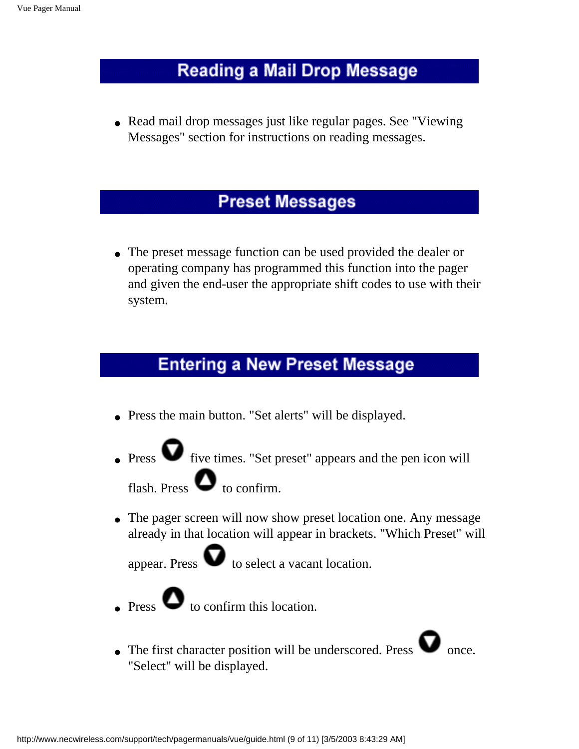## Reading a Mail Drop Message

- Read mail drop messages just like regular pages. See "Viewing Messages" section for instructions on reading messages.

## Preset Messages

- The preset message function can be used provided the dealer or operating company has programmed this function into the pager and given the end-user the appropriate shift codes to use with their system.

## Entering a New Preset Message

- Press the main button. "Set alerts" will be displayed.
- Press ▼ five times. "Set preset" appears and the pen icon will flash. Press ▲ to confirm.
- The pager screen will now show preset location one. Any message already in that location will appear in brackets. "Which Preset" will appear. Press ▼ to select a vacant location.
- Press ▲ to confirm this location.
- The first character position will be underscored. Press ▼ once. "Select" will be displayed.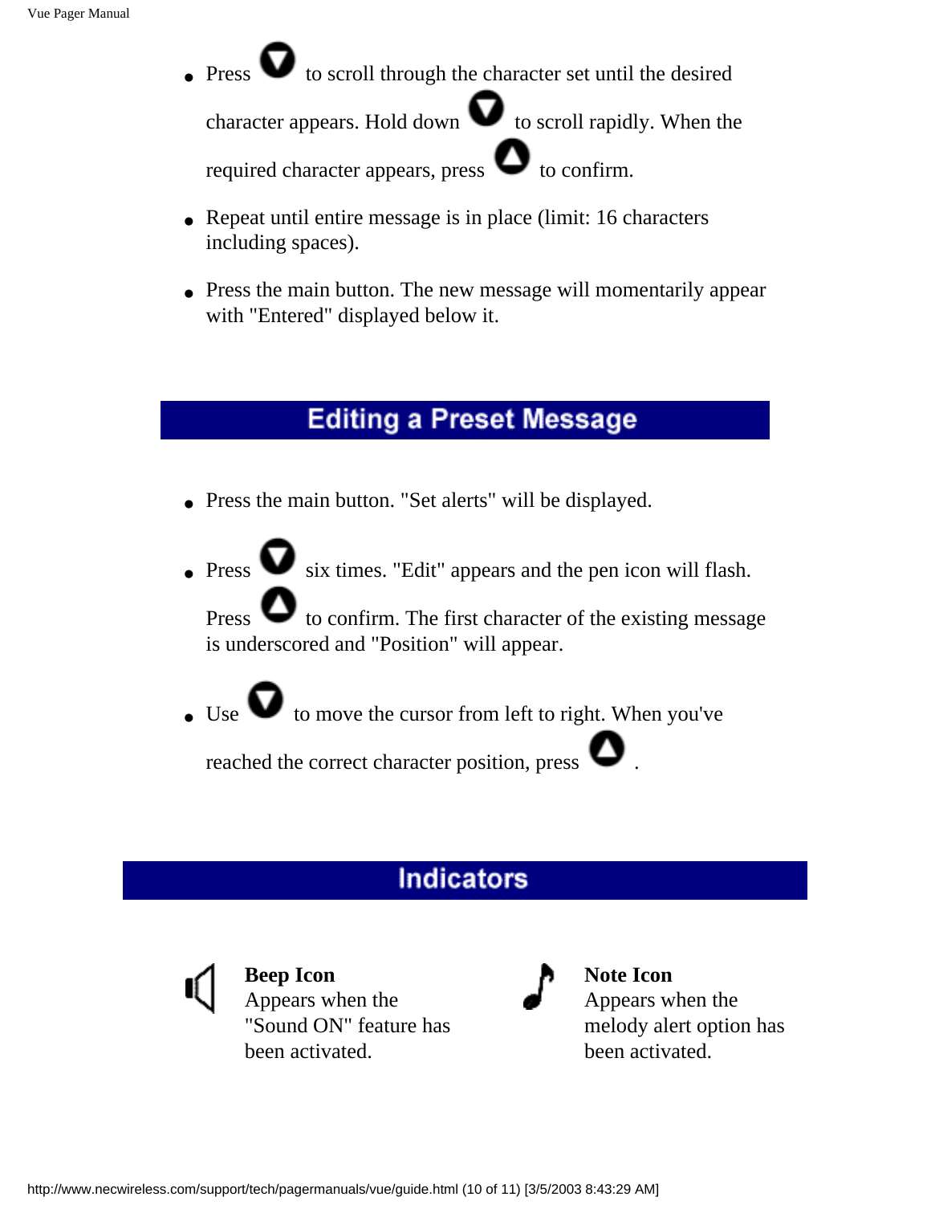- Press ▼ to scroll through the character set until the desired character appears. Hold down ▼ to scroll rapidly. When the required character appears, press ▲ to confirm.
- Repeat until entire message is in place (limit: 16 characters including spaces).
- Press the main button. The new message will momentarily appear with "Entered" displayed below it.

## Editing a Preset Message

- Press the main button. "Set alerts" will be displayed.
- Press ▼ six times. "Edit" appears and the pen icon will flash.

  Press ▲ to confirm. The first character of the existing message is underscored and "Position" will appear.
- Use ▼ to move the cursor from left to right. When you've reached the correct character position, press ▲ .

## Indicators

**Beep Icon**
Appears when the "Sound ON" feature has been activated.

**Note Icon**
Appears when the melody alert option has been activated.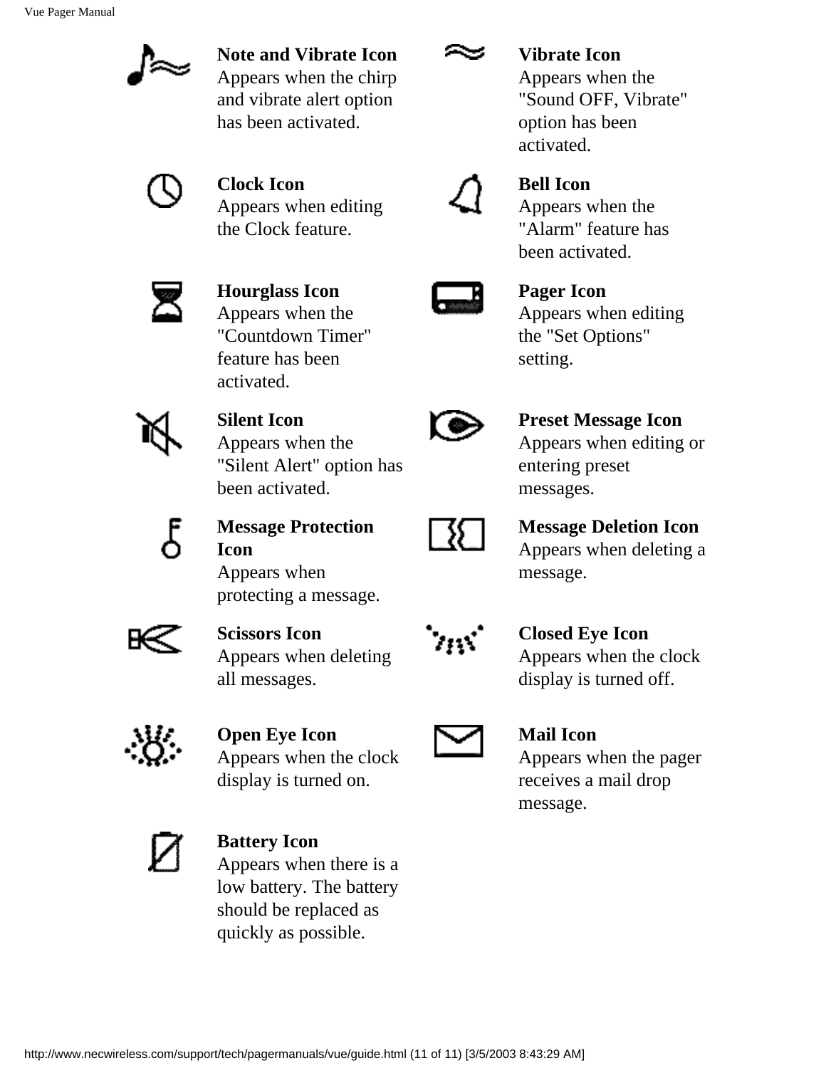**Note and Vibrate Icon**
Appears when the chirp and vibrate alert option has been activated.

**Vibrate Icon**
Appears when the "Sound OFF, Vibrate" option has been activated.

**Clock Icon**
Appears when editing the Clock feature.

**Bell Icon**
Appears when the "Alarm" feature has been activated.

**Hourglass Icon**
Appears when the "Countdown Timer" feature has been activated.

**Pager Icon**
Appears when editing the "Set Options" setting.

**Silent Icon**
Appears when the "Silent Alert" option has been activated.

**Preset Message Icon**
Appears when editing or entering preset messages.

**Message Protection Icon**
Appears when protecting a message.

**Message Deletion Icon**
Appears when deleting a message.

**Scissors Icon**
Appears when deleting all messages.

**Closed Eye Icon**
Appears when the clock display is turned off.

**Open Eye Icon**
Appears when the clock display is turned on.

**Mail Icon**
Appears when the pager receives a mail drop message.

**Battery Icon**
Appears when there is a low battery. The battery should be replaced as quickly as possible.